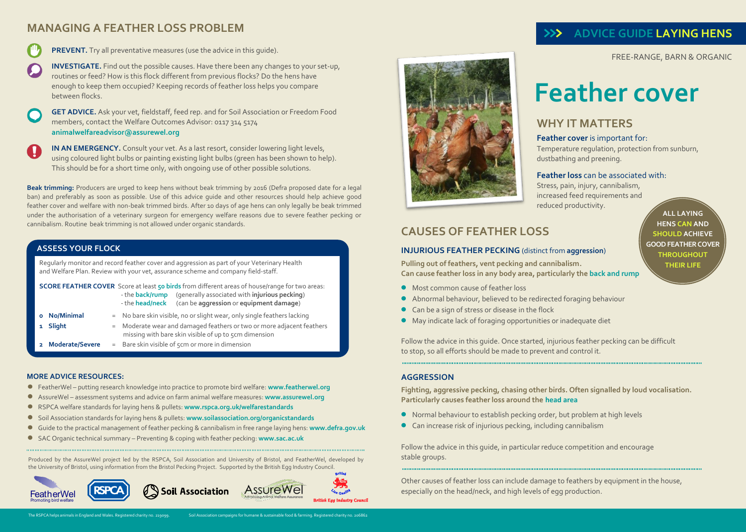# MANAGING A FEATHER LOSS PROBLEM

**PREVENT.** Try all preventative measures (use the advice in this guide).

**INVESTIGATE.** Find out the possible causes. Have there been any changes to your set-up, routines or feed? How is this flock different from previous flocks? Do the hens have enough to keep them occupied? Keeping records of feather loss helps you compare between flocks.

**GET ADVICE.** Ask your vet, fieldstaff, feed rep. and for Soil Association or Freedom Food members, contact the Welfare Outcomes Advisor: 0117 314 5174
**animalwelfareadvisor@assurewel.org**

**IN AN EMERGENCY.** Consult your vet. As a last resort, consider lowering light levels, using coloured light bulbs or painting existing light bulbs (green has been shown to help). This should be for a short time only, with ongoing use of other possible solutions.

**Beak trimming:** Producers are urged to keep hens without beak trimming by 2016 (Defra proposed date for a legal ban) and preferably as soon as possible. Use of this advice guide and other resources should help achieve good feather cover and welfare with non-beak trimmed birds. After 10 days of age hens can only legally be beak trimmed under the authorisation of a veterinary surgeon for emergency welfare reasons due to severe feather pecking or cannibalism. Routine beak trimming is not allowed under organic standards.

## ASSESS YOUR FLOCK

Regularly monitor and record feather cover and aggression as part of your Veterinary Health and Welfare Plan. Review with your vet, assurance scheme and company field-staff.

**SCORE FEATHER COVER** Score at least **50 birds** from different areas of house/range for two areas:
- the **back/rump** (generally associated with **injurious pecking**)
- the **head/neck** (can be **aggression** or **equipment damage**)

| Score | | Description |
|---|---|---|
| 0 | **No/Minimal** | = No bare skin visible, no or slight wear, only single feathers lacking |
| 1 | **Slight** | = Moderate wear and damaged feathers or two or more adjacent feathers missing with bare skin visible of up to 5cm dimension |
| 2 | **Moderate/Severe** | = Bare skin visible of 5cm or more in dimension |

### MORE ADVICE RESOURCES:

- FeatherWel – putting research knowledge into practice to promote bird welfare: **www.featherwel.org**
- AssureWel – assessment systems and advice on farm animal welfare measures: **www.assurewel.org**
- RSPCA welfare standards for laying hens & pullets: **www.rspca.org.uk/welfarestandards**
- Soil Association standards for laying hens & pullets: **www.soilassociation.org/organicstandards**
- Guide to the practical management of feather pecking & cannibalism in free range laying hens: **www.defra.gov.uk**
- SAC Organic technical summary – Preventing & coping with feather pecking: **www.sac.ac.uk**

Produced by the AssureWel project led by the RSPCA, Soil Association and University of Bristol, and FeatherWel, developed by the University of Bristol, using information from the Bristol Pecking Project. Supported by the British Egg Industry Council.

FeatherWel – Promoting bird welfare | RSPCA | Soil Association | AssureWel – Advancing Animal Welfare Assurance | British Egg Industry Council

The RSPCA helps animals in England and Wales. Registered charity no. 219099. Soil Association campaigns for humane & sustainable food & farming. Registered charity no. 206862

---

## >>> ADVICE GUIDE LAYING HENS

FREE-RANGE, BARN & ORGANIC

# Feather cover

## WHY IT MATTERS

**Feather cover** is important for:
Temperature regulation, protection from sunburn, dustbathing and preening.

**Feather loss** can be associated with:
Stress, pain, injury, cannibalism, increased feed requirements and reduced productivity.

**ALL LAYING HENS CAN AND SHOULD ACHIEVE GOOD FEATHER COVER THROUGHOUT THEIR LIFE**

## CAUSES OF FEATHER LOSS

### INJURIOUS FEATHER PECKING (distinct from aggression)

**Pulling out of feathers, vent pecking and cannibalism.**
**Can cause feather loss in any body area, particularly the back and rump**

- Most common cause of feather loss
- Abnormal behaviour, believed to be redirected foraging behaviour
- Can be a sign of stress or disease in the flock
- May indicate lack of foraging opportunities or inadequate diet

Follow the advice in this guide. Once started, injurious feather pecking can be difficult to stop, so all efforts should be made to prevent and control it.

### AGGRESSION

**Fighting, aggressive pecking, chasing other birds. Often signalled by loud vocalisation. Particularly causes feather loss around the head area**

- Normal behaviour to establish pecking order, but problem at high levels
- Can increase risk of injurious pecking, including cannibalism

Follow the advice in this guide, in particular reduce competition and encourage stable groups.

Other causes of feather loss can include damage to feathers by equipment in the house, especially on the head/neck, and high levels of egg production.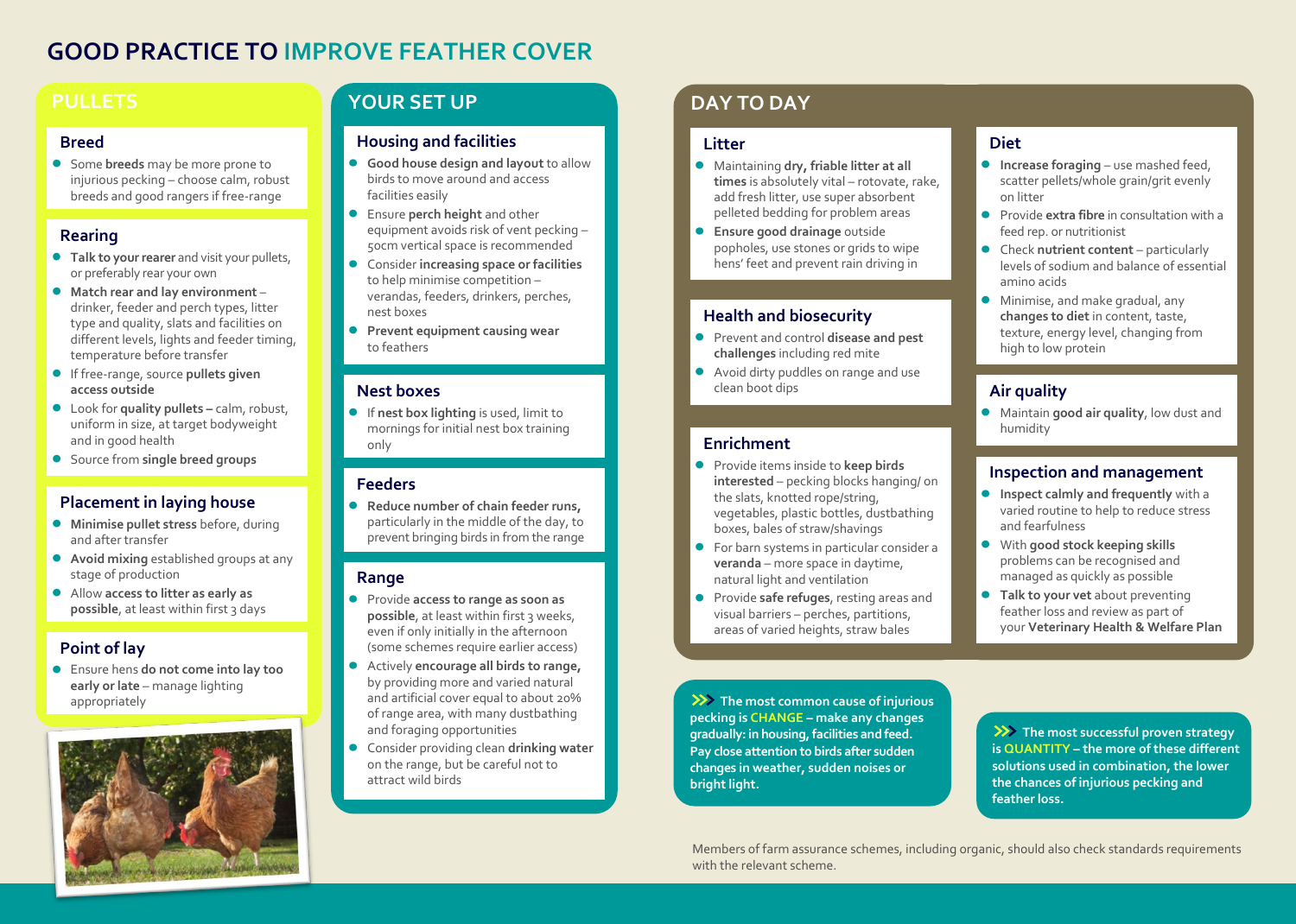# GOOD PRACTICE TO IMPROVE FEATHER COVER

## PULLETS

### Breed

- Some **breeds** may be more prone to injurious pecking – choose calm, robust breeds and good rangers if free-range

### Rearing

- **Talk to your rearer** and visit your pullets, or preferably rear your own
- **Match rear and lay environment** – drinker, feeder and perch types, litter type and quality, slats and facilities on different levels, lights and feeder timing, temperature before transfer
- If free-range, source **pullets given access outside**
- Look for **quality pullets –** calm, robust, uniform in size, at target bodyweight and in good health
- Source from **single breed groups**

### Placement in laying house

- **Minimise pullet stress** before, during and after transfer
- **Avoid mixing** established groups at any stage of production
- Allow **access to litter as early as possible**, at least within first 3 days

### Point of lay

- Ensure hens **do not come into lay too early or late** – manage lighting appropriately

## YOUR SET UP

### Housing and facilities

- **Good house design and layout** to allow birds to move around and access facilities easily
- Ensure **perch height** and other equipment avoids risk of vent pecking – 50cm vertical space is recommended
- Consider **increasing space or facilities** to help minimise competition – verandas, feeders, drinkers, perches, nest boxes
- **Prevent equipment causing wear** to feathers

### Nest boxes

- If **nest box lighting** is used, limit to mornings for initial nest box training only

### Feeders

- **Reduce number of chain feeder runs,** particularly in the middle of the day, to prevent bringing birds in from the range

### Range

- Provide **access to range as soon as possible**, at least within first 3 weeks, even if only initially in the afternoon (some schemes require earlier access)
- Actively **encourage all birds to range,** by providing more and varied natural and artificial cover equal to about 20% of range area, with many dustbathing and foraging opportunities
- Consider providing clean **drinking water** on the range, but be careful not to attract wild birds

## DAY TO DAY

### Litter

- Maintaining **dry, friable litter at all times** is absolutely vital – rotovate, rake, add fresh litter, use super absorbent pelleted bedding for problem areas
- **Ensure good drainage** outside popholes, use stones or grids to wipe hens' feet and prevent rain driving in

### Health and biosecurity

- Prevent and control **disease and pest challenges** including red mite
- Avoid dirty puddles on range and use clean boot dips

### Enrichment

- Provide items inside to **keep birds interested** – pecking blocks hanging/ on the slats, knotted rope/string, vegetables, plastic bottles, dustbathing boxes, bales of straw/shavings
- For barn systems in particular consider a **veranda** – more space in daytime, natural light and ventilation
- Provide **safe refuges**, resting areas and visual barriers – perches, partitions, areas of varied heights, straw bales

### Diet

- **Increase foraging** – use mashed feed, scatter pellets/whole grain/grit evenly on litter
- Provide **extra fibre** in consultation with a feed rep. or nutritionist
- Check **nutrient content** – particularly levels of sodium and balance of essential amino acids
- Minimise, and make gradual, any **changes to diet** in content, taste, texture, energy level, changing from high to low protein

### Air quality

- Maintain **good air quality**, low dust and humidity

### Inspection and management

- **Inspect calmly and frequently** with a varied routine to help to reduce stress and fearfulness
- With **good stock keeping skills** problems can be recognised and managed as quickly as possible
- **Talk to your vet** about preventing feather loss and review as part of your **Veterinary Health & Welfare Plan**

**>> The most common cause of injurious pecking is CHANGE – make any changes gradually: in housing, facilities and feed. Pay close attention to birds after sudden changes in weather, sudden noises or bright light.**

**>> The most successful proven strategy is QUANTITY – the more of these different solutions used in combination, the lower the chances of injurious pecking and feather loss.**

Members of farm assurance schemes, including organic, should also check standards requirements with the relevant scheme.